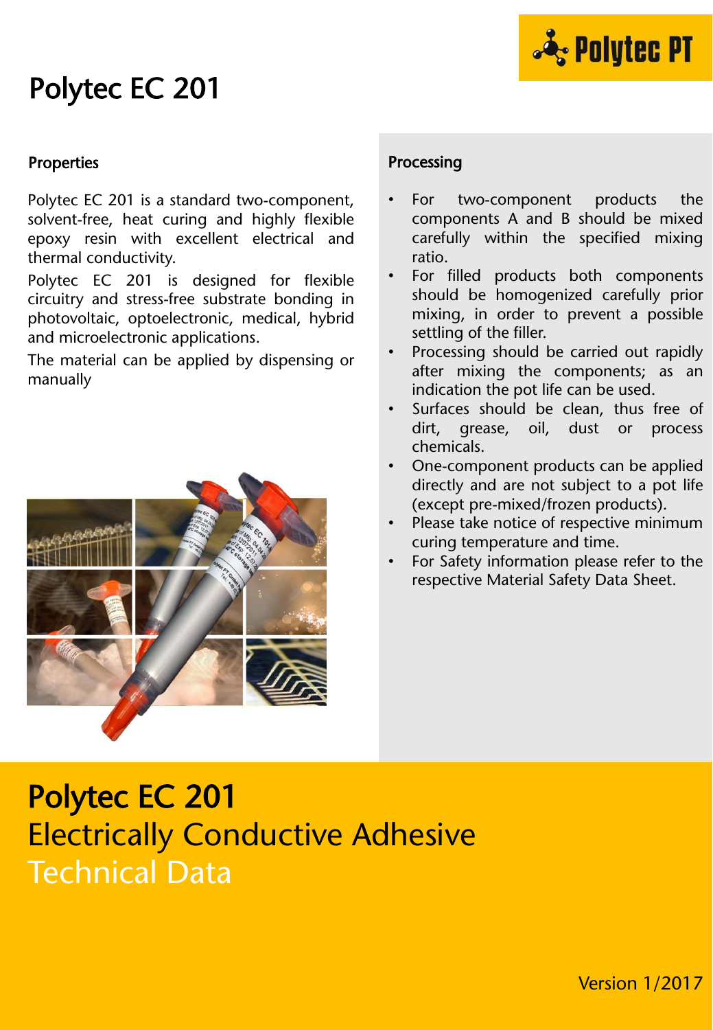# Polytec EC 201

## Properties

Polytec EC 201 is a standard two-component, solvent-free, heat curing and highly flexible epoxy resin with excellent electrical and thermal conductivity.

Polytec EC 201 is designed for flexible circuitry and stress-free substrate bonding in photovoltaic, optoelectronic, medical, hybrid and microelectronic applications.

The material can be applied by dispensing or manually

## Processing

- For two-component products the components A and B should be mixed carefully within the specified mixing ratio.
- For filled products both components should be homogenized carefully prior mixing, in order to prevent a possible settling of the filler.
- Processing should be carried out rapidly after mixing the components; as an indication the pot life can be used.
- Surfaces should be clean, thus free of dirt, grease, oil, dust or process chemicals.
- One-component products can be applied directly and are not subject to a pot life (except pre-mixed/frozen products).
- Please take notice of respective minimum curing temperature and time.
- For Safety information please refer to the respective Material Safety Data Sheet.

# Polytec EC 201

## Electrically Conductive Adhesive

## Technical Data

Version 1/2017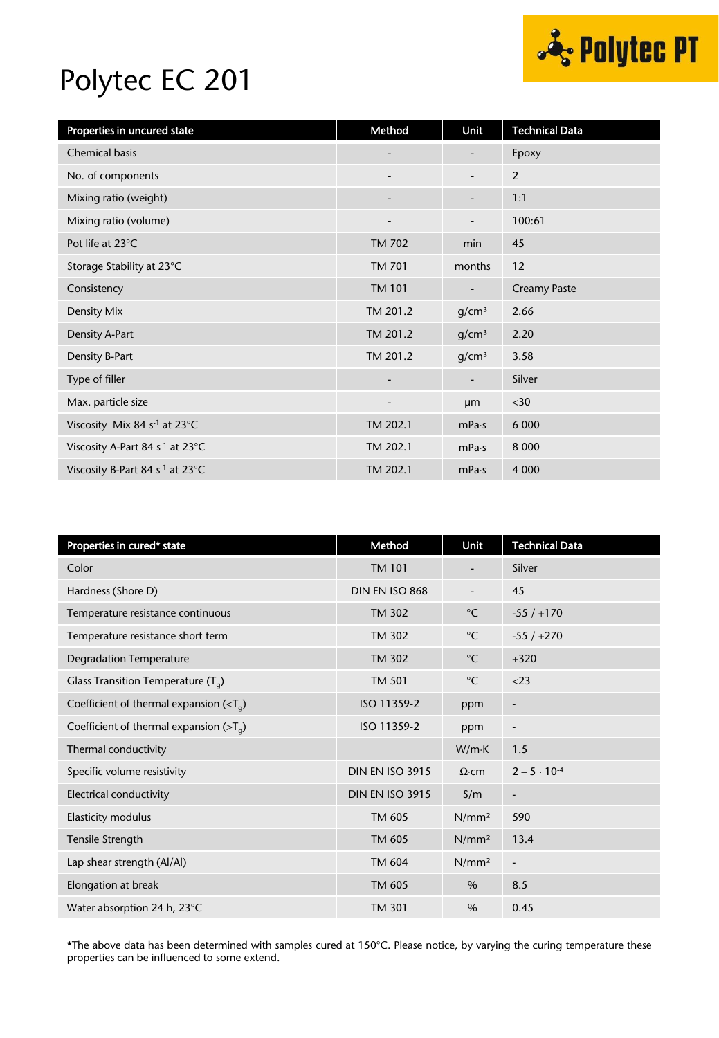# Polytec EC 201

| Properties in uncured state | Method | Unit | Technical Data |
|---|---|---|---|
| Chemical basis | - | - | Epoxy |
| No. of components | - | - | 2 |
| Mixing ratio (weight) | - | - | 1:1 |
| Mixing ratio (volume) | - | - | 100:61 |
| Pot life at 23°C | TM 702 | min | 45 |
| Storage Stability at 23°C | TM 701 | months | 12 |
| Consistency | TM 101 | - | Creamy Paste |
| Density Mix | TM 201.2 | g/cm³ | 2.66 |
| Density A-Part | TM 201.2 | g/cm³ | 2.20 |
| Density B-Part | TM 201.2 | g/cm³ | 3.58 |
| Type of filler | - | - | Silver |
| Max. particle size | - | µm | <30 |
| Viscosity Mix 84 $s^{-1}$ at 23°C | TM 202.1 | mPa·s | 6 000 |
| Viscosity A-Part 84 $s^{-1}$ at 23°C | TM 202.1 | mPa·s | 8 000 |
| Viscosity B-Part 84 $s^{-1}$ at 23°C | TM 202.1 | mPa·s | 4 000 |

| Properties in cured* state | Method | Unit | Technical Data |
|---|---|---|---|
| Color | TM 101 | - | Silver |
| Hardness (Shore D) | DIN EN ISO 868 | - | 45 |
| Temperature resistance continuous | TM 302 | °C | -55 / +170 |
| Temperature resistance short term | TM 302 | °C | -55 / +270 |
| Degradation Temperature | TM 302 | °C | +320 |
| Glass Transition Temperature ($T_g$) | TM 501 | °C | <23 |
| Coefficient of thermal expansion (<$T_g$) | ISO 11359-2 | ppm | - |
| Coefficient of thermal expansion (>$T_g$) | ISO 11359-2 | ppm | - |
| Thermal conductivity | | W/m·K | 1.5 |
| Specific volume resistivity | DIN EN ISO 3915 | Ω·cm | $2 – 5 \cdot 10^{-4}$ |
| Electrical conductivity | DIN EN ISO 3915 | S/m | - |
| Elasticity modulus | TM 605 | N/mm² | 590 |
| Tensile Strength | TM 605 | N/mm² | 13.4 |
| Lap shear strength (Al/Al) | TM 604 | N/mm² | - |
| Elongation at break | TM 605 | % | 8.5 |
| Water absorption 24 h, 23°C | TM 301 | % | 0.45 |

***The above data has been determined with samples cured at 150°C. Please notice, by varying the curing temperature these properties can be influenced to some extend.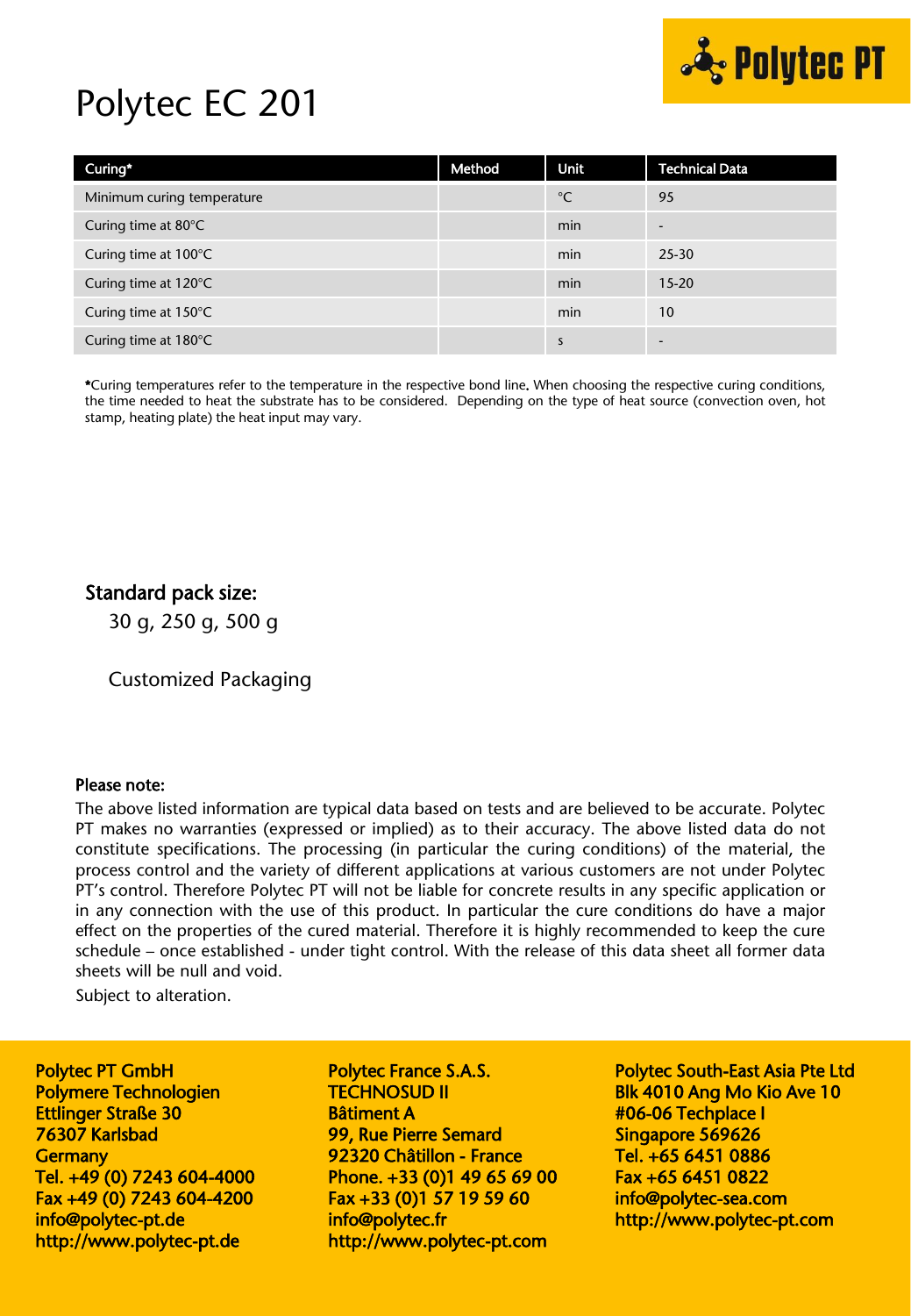# Polytec EC 201

| Curing* | Method | Unit | Technical Data |
|---|---|---|---|
| Minimum curing temperature | | °C | 95 |
| Curing time at 80°C | | min | - |
| Curing time at 100°C | | min | 25-30 |
| Curing time at 120°C | | min | 15-20 |
| Curing time at 150°C | | min | 10 |
| Curing time at 180°C | | s | - |

***Curing temperatures refer to the temperature in the respective bond line.** When choosing the respective curing conditions, the time needed to heat the substrate has to be considered. Depending on the type of heat source (convection oven, hot stamp, heating plate) the heat input may vary.

## Standard pack size:

30 g, 250 g, 500 g

Customized Packaging

**Please note:**

The above listed information are typical data based on tests and are believed to be accurate. Polytec PT makes no warranties (expressed or implied) as to their accuracy. The above listed data do not constitute specifications. The processing (in particular the curing conditions) of the material, the process control and the variety of different applications at various customers are not under Polytec PT's control. Therefore Polytec PT will not be liable for concrete results in any specific application or in any connection with the use of this product. In particular the cure conditions do have a major effect on the properties of the cured material. Therefore it is highly recommended to keep the cure schedule – once established - under tight control. With the release of this data sheet all former data sheets will be null and void.

Subject to alteration.

**Polytec PT GmbH**
**Polymere Technologien**
**Ettlinger Straße 30**
**76307 Karlsbad**
**Germany**
**Tel. +49 (0) 7243 604-4000**
**Fax +49 (0) 7243 604-4200**
**info@polytec-pt.de**
**http://www.polytec-pt.de**

**Polytec France S.A.S.**
**TECHNOSUD II**
**Bâtiment A**
**99, Rue Pierre Semard**
**92320 Châtillon - France**
**Phone. +33 (0)1 49 65 69 00**
**Fax +33 (0)1 57 19 59 60**
**info@polytec.fr**
**http://www.polytec-pt.com**

**Polytec South-East Asia Pte Ltd**
**Blk 4010 Ang Mo Kio Ave 10**
**#06-06 Techplace I**
**Singapore 569626**
**Tel. +65 6451 0886**
**Fax +65 6451 0822**
**info@polytec-sea.com**
**http://www.polytec-pt.com**